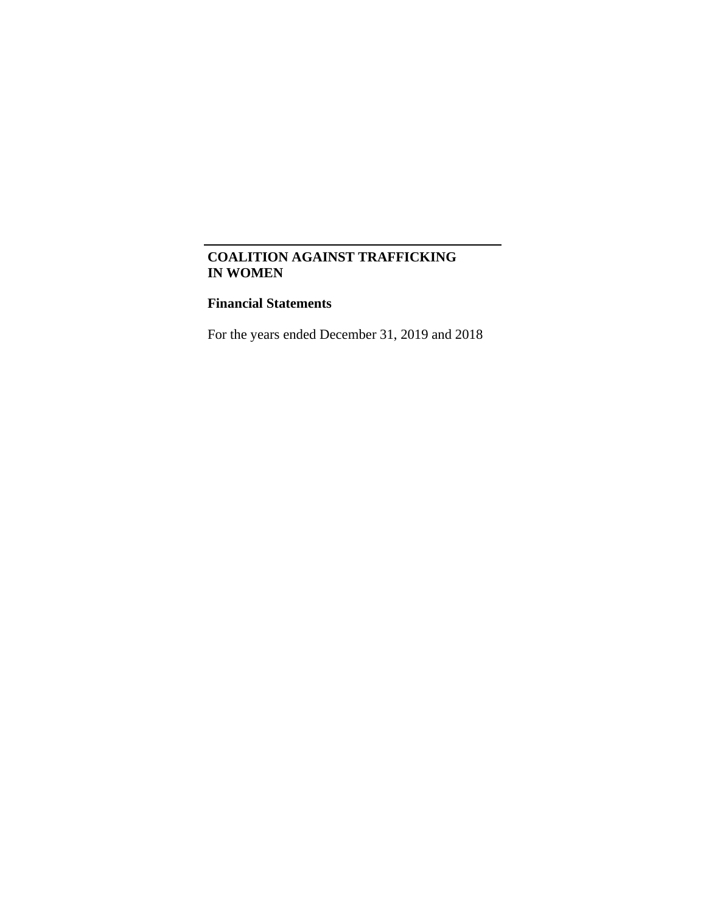# COALITION AGAINST TRAFFICKING IN WOMEN

## Financial Statements

For the years ended December 31, 2019 and 2018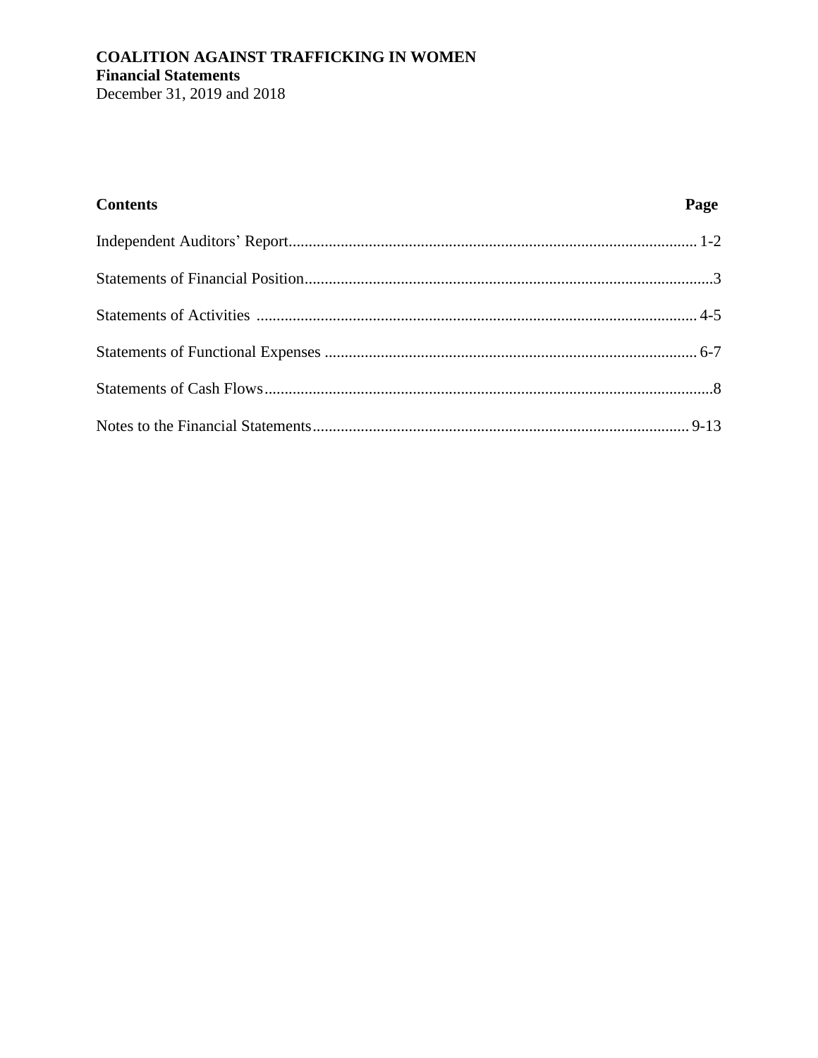**COALITION AGAINST TRAFFICKING IN WOMEN**
**Financial Statements**
December 31, 2019 and 2018

| **Contents** | **Page** |
| --- | --- |
| Independent Auditors' Report | 1-2 |
| Statements of Financial Position | 3 |
| Statements of Activities | 4-5 |
| Statements of Functional Expenses | 6-7 |
| Statements of Cash Flows | 8 |
| Notes to the Financial Statements | 9-13 |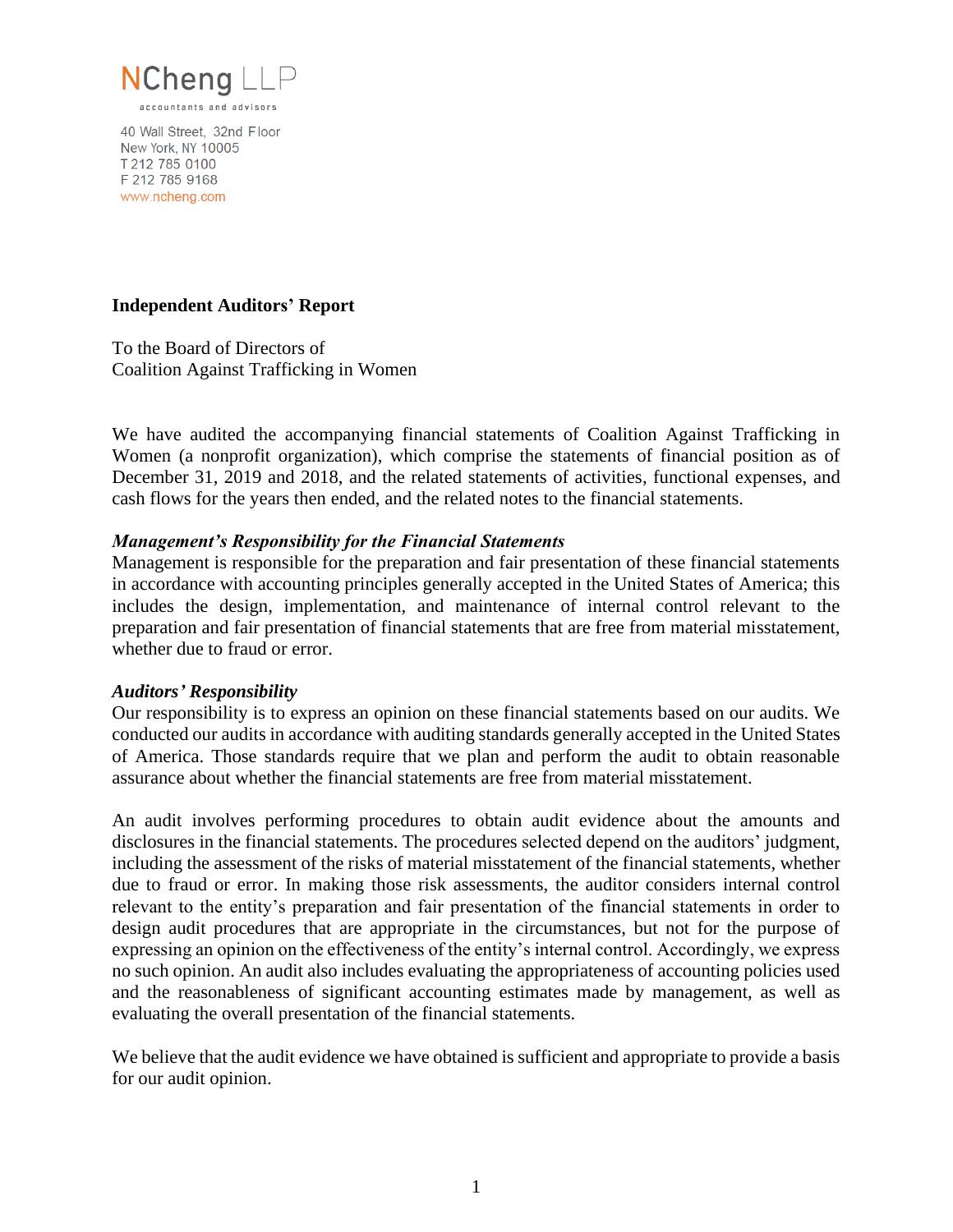NCheng LLP

accountants and advisors

40 Wall Street, 32nd Floor
New York, NY 10005
T 212 785 0100
F 212 785 9168
www.ncheng.com

**Independent Auditors' Report**

To the Board of Directors of
Coalition Against Trafficking in Women

We have audited the accompanying financial statements of Coalition Against Trafficking in Women (a nonprofit organization), which comprise the statements of financial position as of December 31, 2019 and 2018, and the related statements of activities, functional expenses, and cash flows for the years then ended, and the related notes to the financial statements.

***Management's Responsibility for the Financial Statements***

Management is responsible for the preparation and fair presentation of these financial statements in accordance with accounting principles generally accepted in the United States of America; this includes the design, implementation, and maintenance of internal control relevant to the preparation and fair presentation of financial statements that are free from material misstatement, whether due to fraud or error.

***Auditors' Responsibility***

Our responsibility is to express an opinion on these financial statements based on our audits. We conducted our audits in accordance with auditing standards generally accepted in the United States of America. Those standards require that we plan and perform the audit to obtain reasonable assurance about whether the financial statements are free from material misstatement.

An audit involves performing procedures to obtain audit evidence about the amounts and disclosures in the financial statements. The procedures selected depend on the auditors' judgment, including the assessment of the risks of material misstatement of the financial statements, whether due to fraud or error. In making those risk assessments, the auditor considers internal control relevant to the entity's preparation and fair presentation of the financial statements in order to design audit procedures that are appropriate in the circumstances, but not for the purpose of expressing an opinion on the effectiveness of the entity's internal control. Accordingly, we express no such opinion. An audit also includes evaluating the appropriateness of accounting policies used and the reasonableness of significant accounting estimates made by management, as well as evaluating the overall presentation of the financial statements.

We believe that the audit evidence we have obtained is sufficient and appropriate to provide a basis for our audit opinion.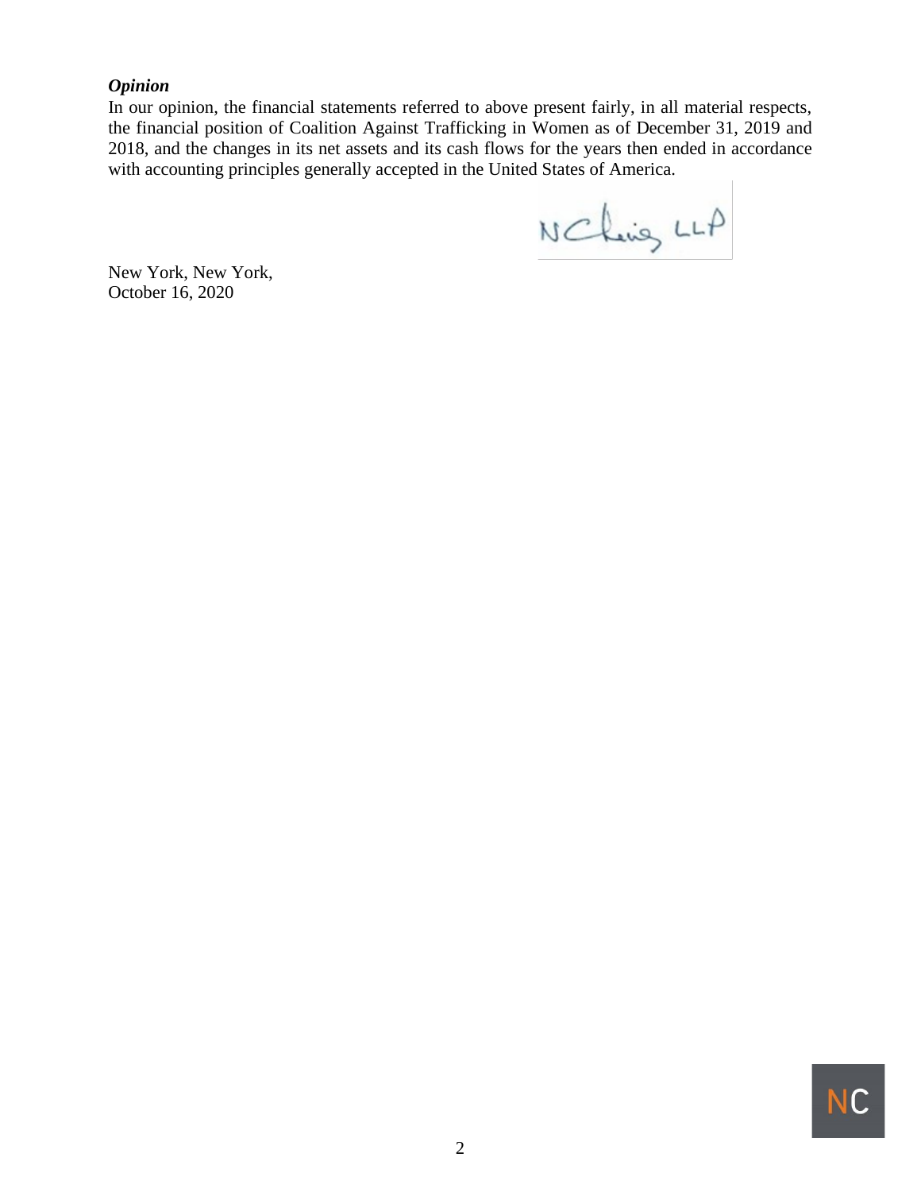***Opinion***

In our opinion, the financial statements referred to above present fairly, in all material respects, the financial position of Coalition Against Trafficking in Women as of December 31, 2019 and 2018, and the changes in its net assets and its cash flows for the years then ended in accordance with accounting principles generally accepted in the United States of America.

NChris LLP

New York, New York,
October 16, 2020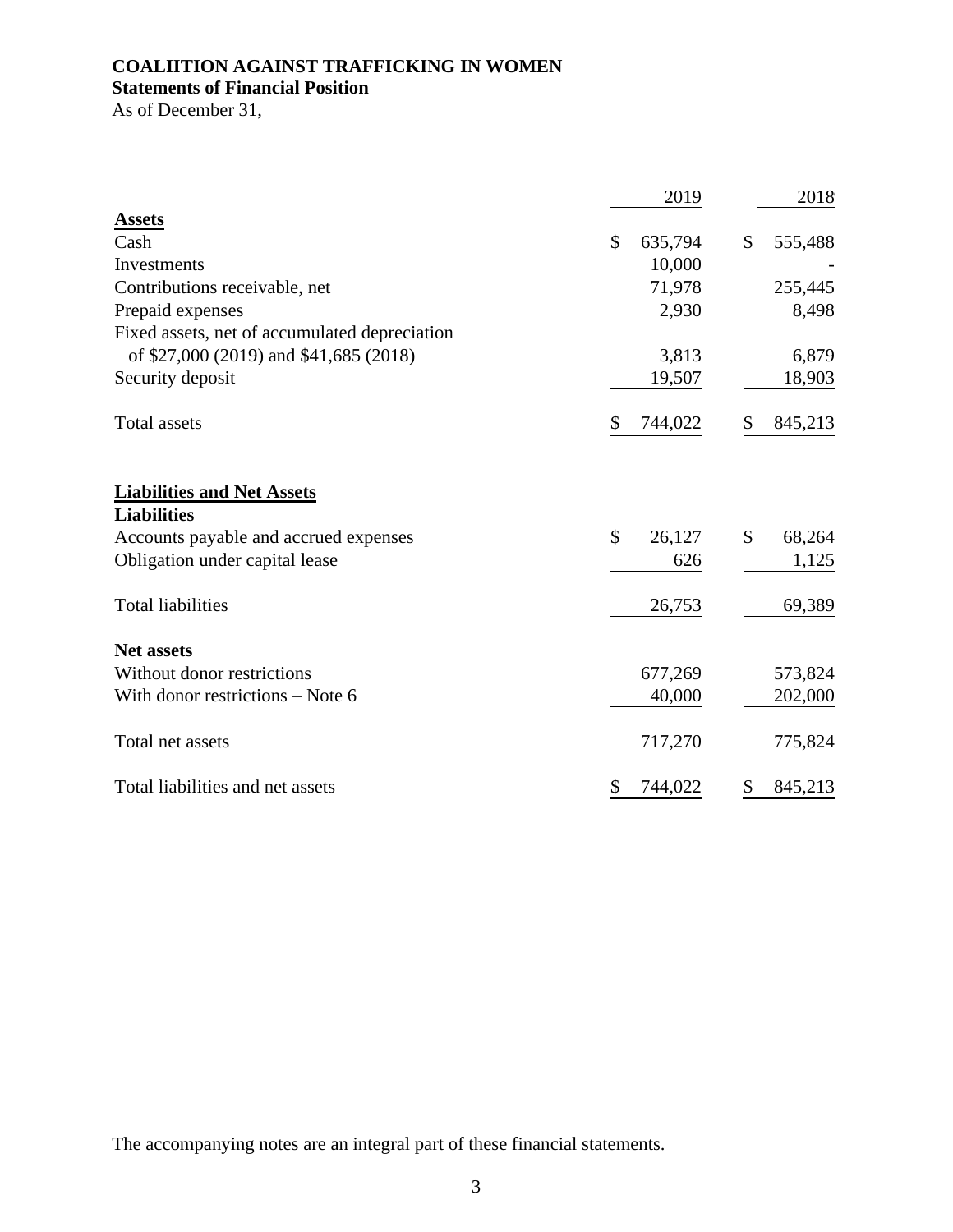**COALIITION AGAINST TRAFFICKING IN WOMEN**
**Statements of Financial Position**
As of December 31,

| | 2019 | 2018 |
|---|---|---|
| **Assets** | | |
| Cash | $ 635,794 | $ 555,488 |
| Investments | 10,000 | - |
| Contributions receivable, net | 71,978 | 255,445 |
| Prepaid expenses | 2,930 | 8,498 |
| Fixed assets, net of accumulated depreciation of $27,000 (2019) and $41,685 (2018) | 3,813 | 6,879 |
| Security deposit | 19,507 | 18,903 |
| Total assets | $ 744,022 | $ 845,213 |
| **Liabilities and Net Assets** | | |
| **Liabilities** | | |
| Accounts payable and accrued expenses | $ 26,127 | $ 68,264 |
| Obligation under capital lease | 626 | 1,125 |
| Total liabilities | 26,753 | 69,389 |
| **Net assets** | | |
| Without donor restrictions | 677,269 | 573,824 |
| With donor restrictions – Note 6 | 40,000 | 202,000 |
| Total net assets | 717,270 | 775,824 |
| Total liabilities and net assets | $ 744,022 | $ 845,213 |

The accompanying notes are an integral part of these financial statements.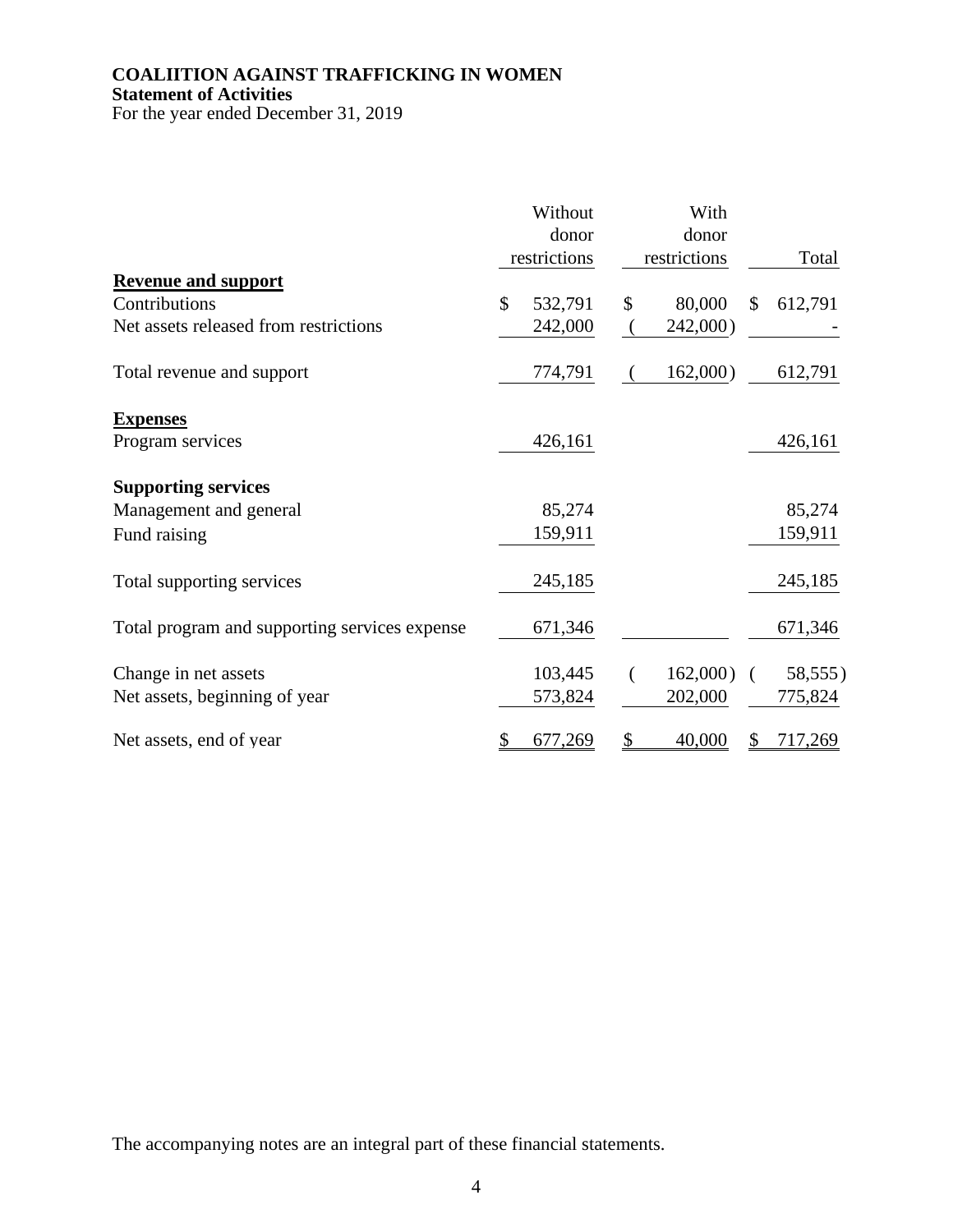**COALIITION AGAINST TRAFFICKING IN WOMEN**
**Statement of Activities**
For the year ended December 31, 2019

| | Without donor restrictions | With donor restrictions | Total |
|---|---|---|---|
| **Revenue and support** | | | |
| Contributions | $ 532,791 | $ 80,000 | $ 612,791 |
| Net assets released from restrictions | 242,000 | ( 242,000) | - |
| Total revenue and support | 774,791 | ( 162,000) | 612,791 |
| **Expenses** | | | |
| Program services | 426,161 | | 426,161 |
| **Supporting services** | | | |
| Management and general | 85,274 | | 85,274 |
| Fund raising | 159,911 | | 159,911 |
| Total supporting services | 245,185 | | 245,185 |
| Total program and supporting services expense | 671,346 | | 671,346 |
| Change in net assets | 103,445 | ( 162,000) | ( 58,555) |
| Net assets, beginning of year | 573,824 | 202,000 | 775,824 |
| Net assets, end of year | $ 677,269 | $ 40,000 | $ 717,269 |

The accompanying notes are an integral part of these financial statements.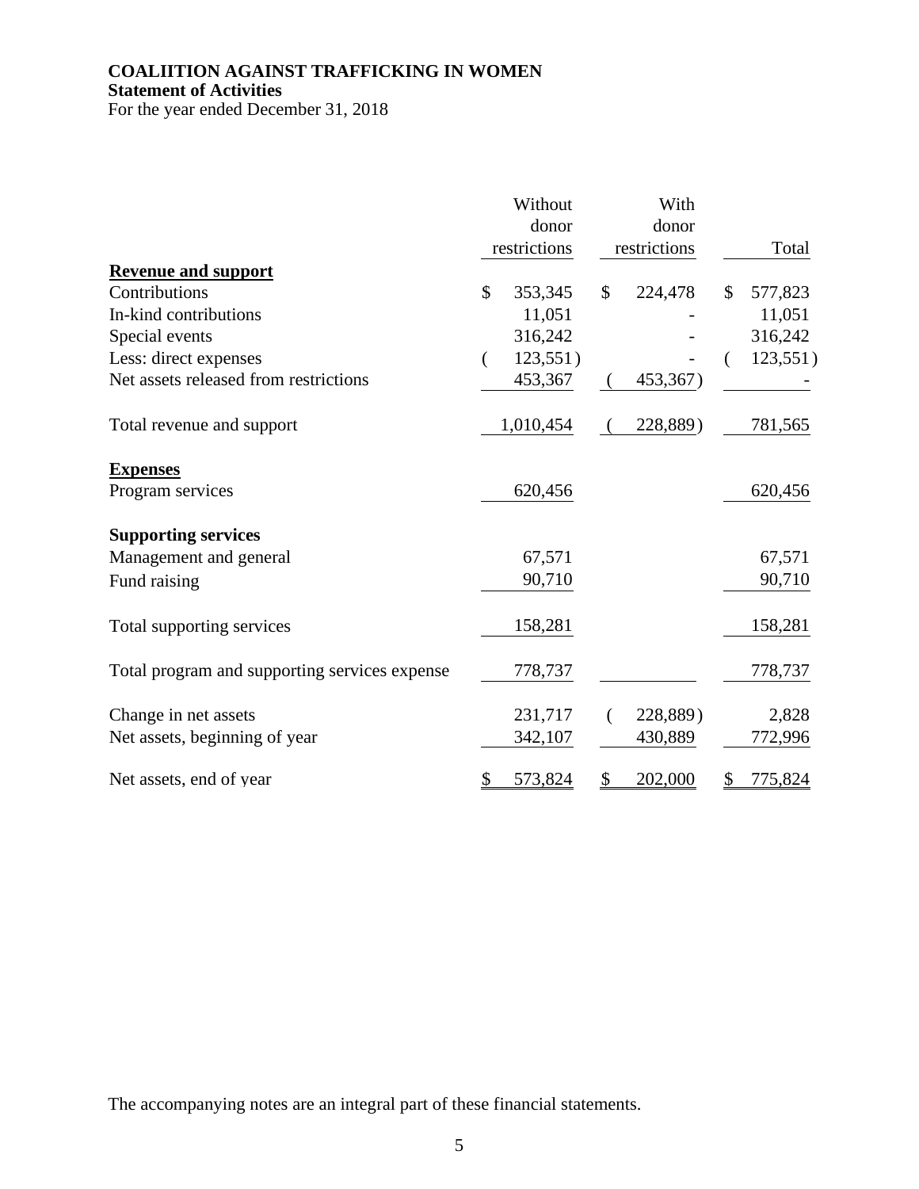**COALIITION AGAINST TRAFFICKING IN WOMEN**
**Statement of Activities**
For the year ended December 31, 2018

| | Without donor restrictions | With donor restrictions | Total |
|---|---|---|---|
| **Revenue and support** | | | |
| Contributions | $ 353,345 | $ 224,478 | $ 577,823 |
| In-kind contributions | 11,051 | - | 11,051 |
| Special events | 316,242 | - | 316,242 |
| Less: direct expenses | ( 123,551) | - | ( 123,551) |
| Net assets released from restrictions | 453,367 | ( 453,367) | - |
| Total revenue and support | 1,010,454 | ( 228,889) | 781,565 |
| **Expenses** | | | |
| Program services | 620,456 | | 620,456 |
| **Supporting services** | | | |
| Management and general | 67,571 | | 67,571 |
| Fund raising | 90,710 | | 90,710 |
| Total supporting services | 158,281 | | 158,281 |
| Total program and supporting services expense | 778,737 | | 778,737 |
| Change in net assets | 231,717 | ( 228,889) | 2,828 |
| Net assets, beginning of year | 342,107 | 430,889 | 772,996 |
| Net assets, end of year | $ 573,824 | $ 202,000 | $ 775,824 |

The accompanying notes are an integral part of these financial statements.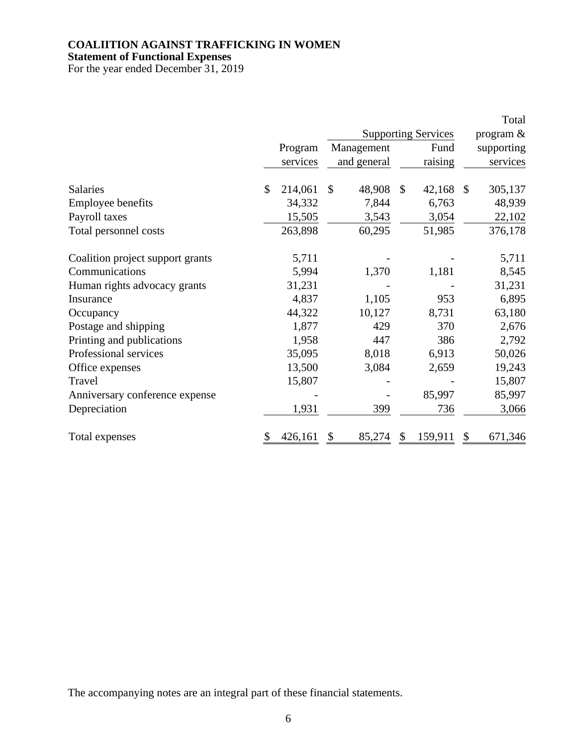**COALIITION AGAINST TRAFFICKING IN WOMEN**
**Statement of Functional Expenses**
For the year ended December 31, 2019

| | Program services | Supporting Services | | Total program & supporting services |
|---|---|---|---|---|
| | | Management and general | Fund raising | |
| Salaries | $ 214,061 | $ 48,908 | $ 42,168 | $ 305,137 |
| Employee benefits | 34,332 | 7,844 | 6,763 | 48,939 |
| Payroll taxes | 15,505 | 3,543 | 3,054 | 22,102 |
| Total personnel costs | 263,898 | 60,295 | 51,985 | 376,178 |
| Coalition project support grants | 5,711 | - | - | 5,711 |
| Communications | 5,994 | 1,370 | 1,181 | 8,545 |
| Human rights advocacy grants | 31,231 | - | - | 31,231 |
| Insurance | 4,837 | 1,105 | 953 | 6,895 |
| Occupancy | 44,322 | 10,127 | 8,731 | 63,180 |
| Postage and shipping | 1,877 | 429 | 370 | 2,676 |
| Printing and publications | 1,958 | 447 | 386 | 2,792 |
| Professional services | 35,095 | 8,018 | 6,913 | 50,026 |
| Office expenses | 13,500 | 3,084 | 2,659 | 19,243 |
| Travel | 15,807 | - | - | 15,807 |
| Anniversary conference expense | - | - | 85,997 | 85,997 |
| Depreciation | 1,931 | 399 | 736 | 3,066 |
| Total expenses | $ 426,161 | $ 85,274 | $ 159,911 | $ 671,346 |

The accompanying notes are an integral part of these financial statements.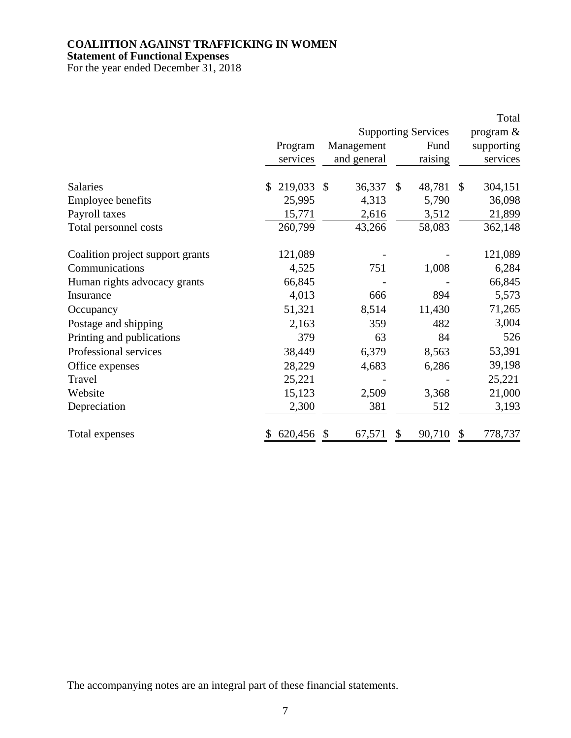**COALIITION AGAINST TRAFFICKING IN WOMEN**
**Statement of Functional Expenses**
For the year ended December 31, 2018

| | Program services | Supporting Services | | Total program & supporting services |
|---|---|---|---|---|
| | | Management and general | Fund raising | |
| Salaries | $ 219,033 | $ 36,337 | $ 48,781 | $ 304,151 |
| Employee benefits | 25,995 | 4,313 | 5,790 | 36,098 |
| Payroll taxes | 15,771 | 2,616 | 3,512 | 21,899 |
| Total personnel costs | 260,799 | 43,266 | 58,083 | 362,148 |
| Coalition project support grants | 121,089 | - | - | 121,089 |
| Communications | 4,525 | 751 | 1,008 | 6,284 |
| Human rights advocacy grants | 66,845 | - | - | 66,845 |
| Insurance | 4,013 | 666 | 894 | 5,573 |
| Occupancy | 51,321 | 8,514 | 11,430 | 71,265 |
| Postage and shipping | 2,163 | 359 | 482 | 3,004 |
| Printing and publications | 379 | 63 | 84 | 526 |
| Professional services | 38,449 | 6,379 | 8,563 | 53,391 |
| Office expenses | 28,229 | 4,683 | 6,286 | 39,198 |
| Travel | 25,221 | - | - | 25,221 |
| Website | 15,123 | 2,509 | 3,368 | 21,000 |
| Depreciation | 2,300 | 381 | 512 | 3,193 |
| Total expenses | $ 620,456 | $ 67,571 | $ 90,710 | $ 778,737 |

The accompanying notes are an integral part of these financial statements.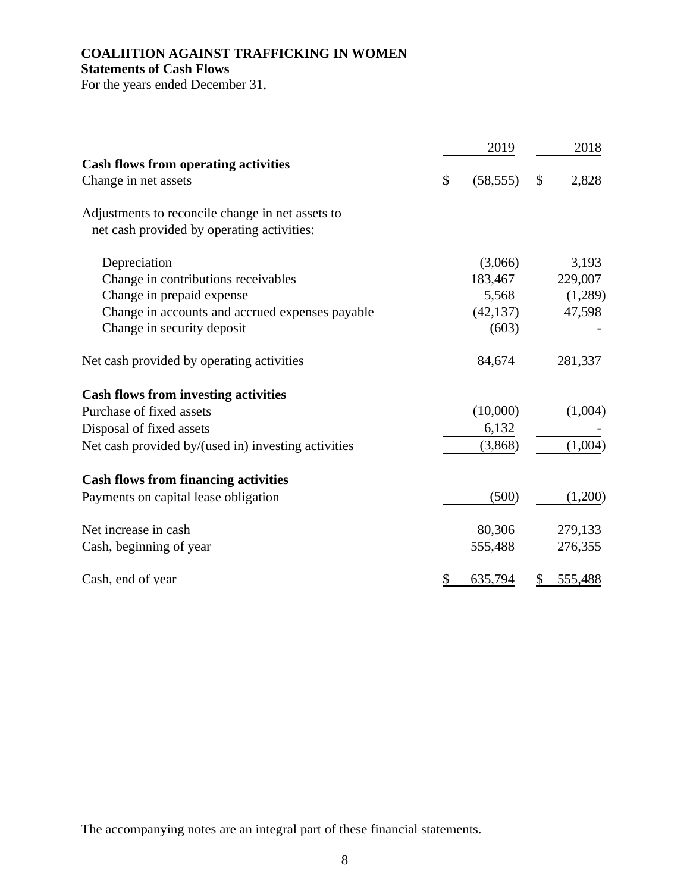**COALIITION AGAINST TRAFFICKING IN WOMEN**

**Statements of Cash Flows**

For the years ended December 31,

| | 2019 | 2018 |
|---|---|---|
| **Cash flows from operating activities** | | |
| Change in net assets | $ (58,555) | $ 2,828 |
| Adjustments to reconcile change in net assets to net cash provided by operating activities: | | |
| Depreciation | (3,066) | 3,193 |
| Change in contributions receivables | 183,467 | 229,007 |
| Change in prepaid expense | 5,568 | (1,289) |
| Change in accounts and accrued expenses payable | (42,137) | 47,598 |
| Change in security deposit | (603) | - |
| Net cash provided by operating activities | 84,674 | 281,337 |
| **Cash flows from investing activities** | | |
| Purchase of fixed assets | (10,000) | (1,004) |
| Disposal of fixed assets | 6,132 | - |
| Net cash provided by/(used in) investing activities | (3,868) | (1,004) |
| **Cash flows from financing activities** | | |
| Payments on capital lease obligation | (500) | (1,200) |
| Net increase in cash | 80,306 | 279,133 |
| Cash, beginning of year | 555,488 | 276,355 |
| Cash, end of year | $ 635,794 | $ 555,488 |

The accompanying notes are an integral part of these financial statements.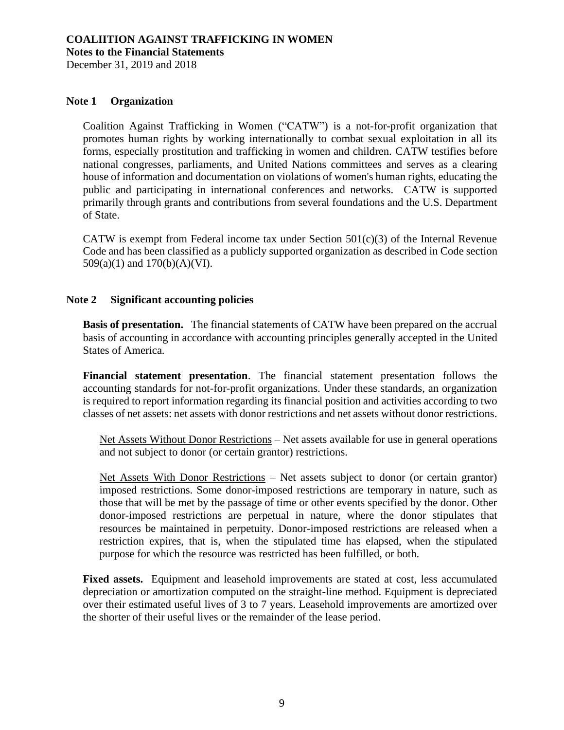**COALIITION AGAINST TRAFFICKING IN WOMEN**
**Notes to the Financial Statements**
December 31, 2019 and 2018

## Note 1 Organization

Coalition Against Trafficking in Women ("CATW") is a not-for-profit organization that promotes human rights by working internationally to combat sexual exploitation in all its forms, especially prostitution and trafficking in women and children. CATW testifies before national congresses, parliaments, and United Nations committees and serves as a clearing house of information and documentation on violations of women's human rights, educating the public and participating in international conferences and networks. CATW is supported primarily through grants and contributions from several foundations and the U.S. Department of State.

CATW is exempt from Federal income tax under Section 501(c)(3) of the Internal Revenue Code and has been classified as a publicly supported organization as described in Code section 509(a)(1) and 170(b)(A)(VI).

## Note 2 Significant accounting policies

**Basis of presentation.** The financial statements of CATW have been prepared on the accrual basis of accounting in accordance with accounting principles generally accepted in the United States of America.

**Financial statement presentation**. The financial statement presentation follows the accounting standards for not-for-profit organizations. Under these standards, an organization is required to report information regarding its financial position and activities according to two classes of net assets: net assets with donor restrictions and net assets without donor restrictions.

Net Assets Without Donor Restrictions – Net assets available for use in general operations and not subject to donor (or certain grantor) restrictions.

Net Assets With Donor Restrictions – Net assets subject to donor (or certain grantor) imposed restrictions. Some donor-imposed restrictions are temporary in nature, such as those that will be met by the passage of time or other events specified by the donor. Other donor-imposed restrictions are perpetual in nature, where the donor stipulates that resources be maintained in perpetuity. Donor-imposed restrictions are released when a restriction expires, that is, when the stipulated time has elapsed, when the stipulated purpose for which the resource was restricted has been fulfilled, or both.

**Fixed assets.** Equipment and leasehold improvements are stated at cost, less accumulated depreciation or amortization computed on the straight-line method. Equipment is depreciated over their estimated useful lives of 3 to 7 years. Leasehold improvements are amortized over the shorter of their useful lives or the remainder of the lease period.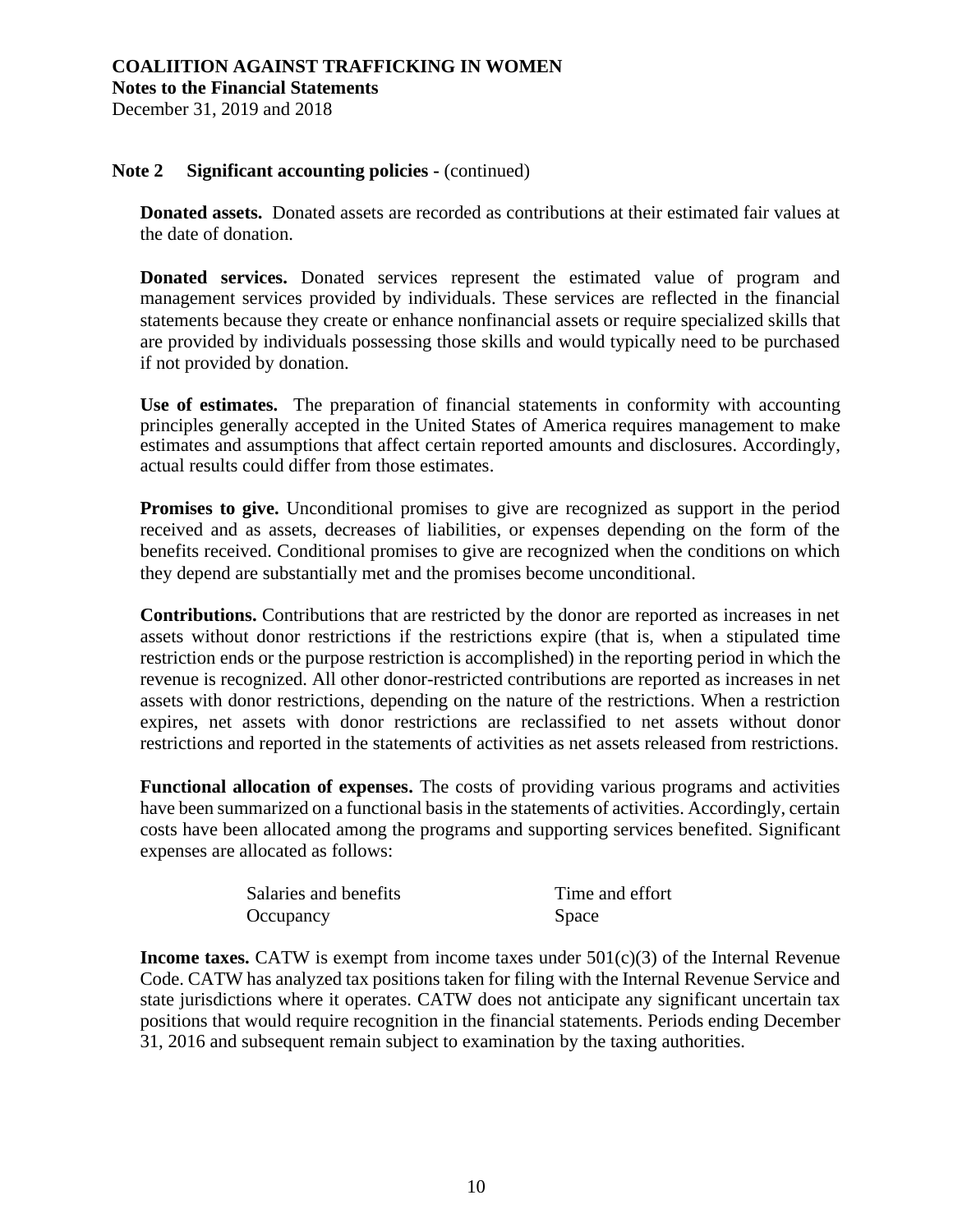### Note 2 Significant accounting policies - (continued)

**Donated assets.** Donated assets are recorded as contributions at their estimated fair values at the date of donation.

**Donated services.** Donated services represent the estimated value of program and management services provided by individuals. These services are reflected in the financial statements because they create or enhance nonfinancial assets or require specialized skills that are provided by individuals possessing those skills and would typically need to be purchased if not provided by donation.

**Use of estimates.** The preparation of financial statements in conformity with accounting principles generally accepted in the United States of America requires management to make estimates and assumptions that affect certain reported amounts and disclosures. Accordingly, actual results could differ from those estimates.

**Promises to give.** Unconditional promises to give are recognized as support in the period received and as assets, decreases of liabilities, or expenses depending on the form of the benefits received. Conditional promises to give are recognized when the conditions on which they depend are substantially met and the promises become unconditional.

**Contributions.** Contributions that are restricted by the donor are reported as increases in net assets without donor restrictions if the restrictions expire (that is, when a stipulated time restriction ends or the purpose restriction is accomplished) in the reporting period in which the revenue is recognized. All other donor-restricted contributions are reported as increases in net assets with donor restrictions, depending on the nature of the restrictions. When a restriction expires, net assets with donor restrictions are reclassified to net assets without donor restrictions and reported in the statements of activities as net assets released from restrictions.

**Functional allocation of expenses.** The costs of providing various programs and activities have been summarized on a functional basis in the statements of activities. Accordingly, certain costs have been allocated among the programs and supporting services benefited. Significant expenses are allocated as follows:

| | |
|---|---|
| Salaries and benefits | Time and effort |
| Occupancy | Space |

**Income taxes.** CATW is exempt from income taxes under 501(c)(3) of the Internal Revenue Code. CATW has analyzed tax positions taken for filing with the Internal Revenue Service and state jurisdictions where it operates. CATW does not anticipate any significant uncertain tax positions that would require recognition in the financial statements. Periods ending December 31, 2016 and subsequent remain subject to examination by the taxing authorities.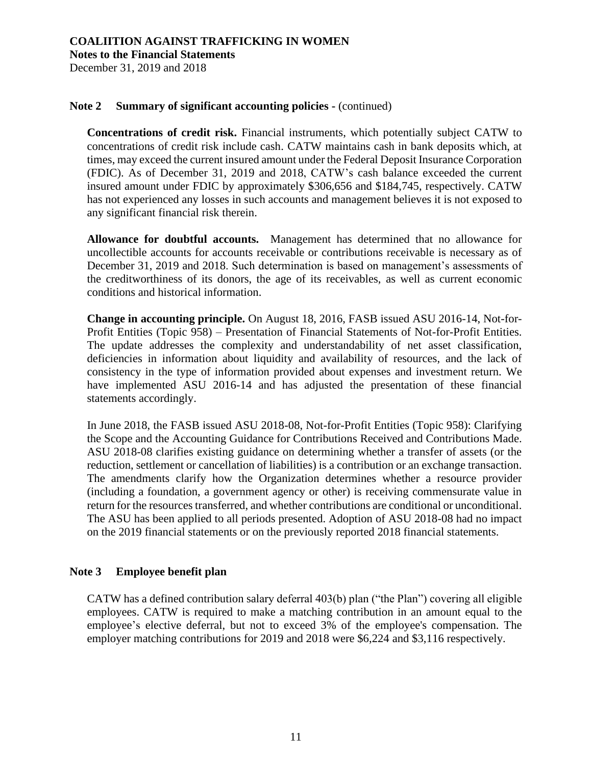**COALIITION AGAINST TRAFFICKING IN WOMEN**
**Notes to the Financial Statements**
December 31, 2019 and 2018

## Note 2 Summary of significant accounting policies - (continued)

**Concentrations of credit risk.** Financial instruments, which potentially subject CATW to concentrations of credit risk include cash. CATW maintains cash in bank deposits which, at times, may exceed the current insured amount under the Federal Deposit Insurance Corporation (FDIC). As of December 31, 2019 and 2018, CATW's cash balance exceeded the current insured amount under FDIC by approximately $306,656 and $184,745, respectively. CATW has not experienced any losses in such accounts and management believes it is not exposed to any significant financial risk therein.

**Allowance for doubtful accounts.** Management has determined that no allowance for uncollectible accounts for accounts receivable or contributions receivable is necessary as of December 31, 2019 and 2018. Such determination is based on management's assessments of the creditworthiness of its donors, the age of its receivables, as well as current economic conditions and historical information.

**Change in accounting principle.** On August 18, 2016, FASB issued ASU 2016-14, Not-for-Profit Entities (Topic 958) – Presentation of Financial Statements of Not-for-Profit Entities. The update addresses the complexity and understandability of net asset classification, deficiencies in information about liquidity and availability of resources, and the lack of consistency in the type of information provided about expenses and investment return. We have implemented ASU 2016-14 and has adjusted the presentation of these financial statements accordingly.

In June 2018, the FASB issued ASU 2018-08, Not-for-Profit Entities (Topic 958): Clarifying the Scope and the Accounting Guidance for Contributions Received and Contributions Made. ASU 2018-08 clarifies existing guidance on determining whether a transfer of assets (or the reduction, settlement or cancellation of liabilities) is a contribution or an exchange transaction. The amendments clarify how the Organization determines whether a resource provider (including a foundation, a government agency or other) is receiving commensurate value in return for the resources transferred, and whether contributions are conditional or unconditional. The ASU has been applied to all periods presented. Adoption of ASU 2018-08 had no impact on the 2019 financial statements or on the previously reported 2018 financial statements.

## Note 3 Employee benefit plan

CATW has a defined contribution salary deferral 403(b) plan ("the Plan") covering all eligible employees. CATW is required to make a matching contribution in an amount equal to the employee's elective deferral, but not to exceed 3% of the employee's compensation. The employer matching contributions for 2019 and 2018 were $6,224 and $3,116 respectively.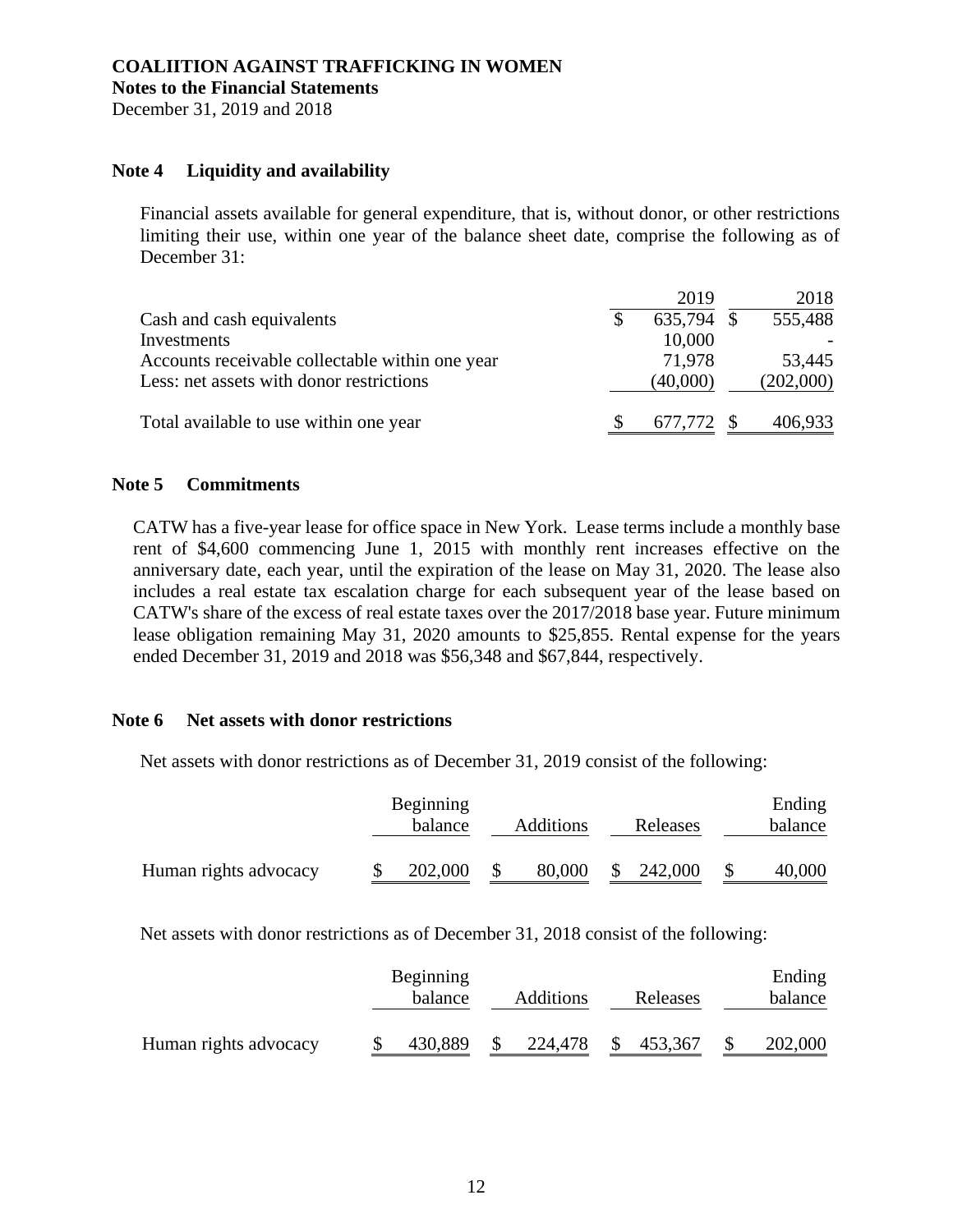**COALIITION AGAINST TRAFFICKING IN WOMEN**
**Notes to the Financial Statements**
December 31, 2019 and 2018

## Note 4 Liquidity and availability

Financial assets available for general expenditure, that is, without donor, or other restrictions limiting their use, within one year of the balance sheet date, comprise the following as of December 31:

| | 2019 | 2018 |
|---|---|---|
| Cash and cash equivalents | $ 635,794 | $ 555,488 |
| Investments | 10,000 | - |
| Accounts receivable collectable within one year | 71,978 | 53,445 |
| Less: net assets with donor restrictions | (40,000) | (202,000) |
| Total available to use within one year | $ 677,772 | $ 406,933 |

## Note 5 Commitments

CATW has a five-year lease for office space in New York. Lease terms include a monthly base rent of $4,600 commencing June 1, 2015 with monthly rent increases effective on the anniversary date, each year, until the expiration of the lease on May 31, 2020. The lease also includes a real estate tax escalation charge for each subsequent year of the lease based on CATW's share of the excess of real estate taxes over the 2017/2018 base year. Future minimum lease obligation remaining May 31, 2020 amounts to $25,855. Rental expense for the years ended December 31, 2019 and 2018 was $56,348 and $67,844, respectively.

## Note 6 Net assets with donor restrictions

Net assets with donor restrictions as of December 31, 2019 consist of the following:

| | Beginning balance | Additions | Releases | Ending balance |
|---|---|---|---|---|
| Human rights advocacy | $ 202,000 | $ 80,000 | $ 242,000 | $ 40,000 |

Net assets with donor restrictions as of December 31, 2018 consist of the following:

| | Beginning balance | Additions | Releases | Ending balance |
|---|---|---|---|---|
| Human rights advocacy | $ 430,889 | $ 224,478 | $ 453,367 | $ 202,000 |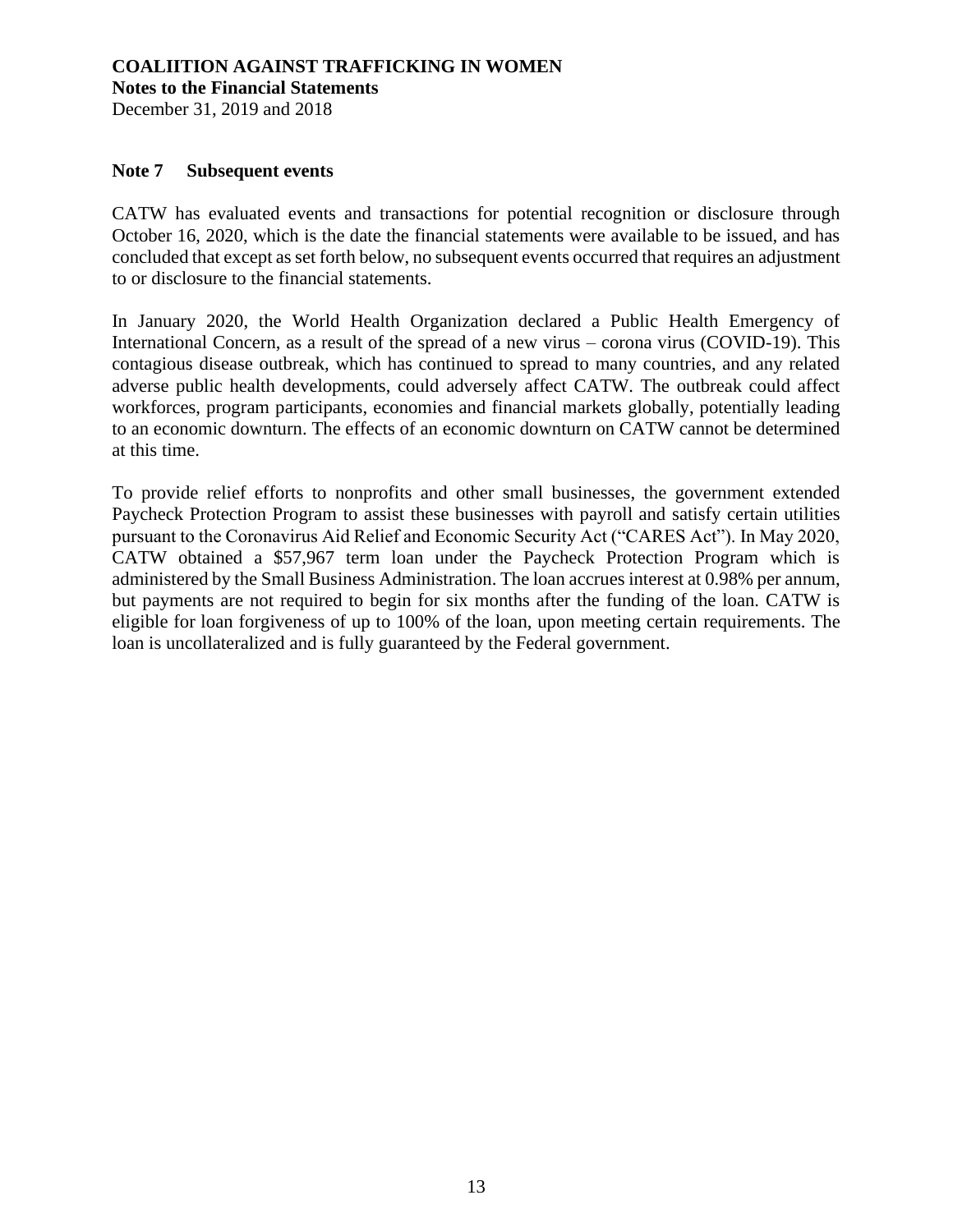**COALIITION AGAINST TRAFFICKING IN WOMEN**
**Notes to the Financial Statements**
December 31, 2019 and 2018

## Note 7 Subsequent events

CATW has evaluated events and transactions for potential recognition or disclosure through October 16, 2020, which is the date the financial statements were available to be issued, and has concluded that except as set forth below, no subsequent events occurred that requires an adjustment to or disclosure to the financial statements.

In January 2020, the World Health Organization declared a Public Health Emergency of International Concern, as a result of the spread of a new virus – corona virus (COVID-19). This contagious disease outbreak, which has continued to spread to many countries, and any related adverse public health developments, could adversely affect CATW. The outbreak could affect workforces, program participants, economies and financial markets globally, potentially leading to an economic downturn. The effects of an economic downturn on CATW cannot be determined at this time.

To provide relief efforts to nonprofits and other small businesses, the government extended Paycheck Protection Program to assist these businesses with payroll and satisfy certain utilities pursuant to the Coronavirus Aid Relief and Economic Security Act ("CARES Act"). In May 2020, CATW obtained a $57,967 term loan under the Paycheck Protection Program which is administered by the Small Business Administration. The loan accrues interest at 0.98% per annum, but payments are not required to begin for six months after the funding of the loan. CATW is eligible for loan forgiveness of up to 100% of the loan, upon meeting certain requirements. The loan is uncollateralized and is fully guaranteed by the Federal government.